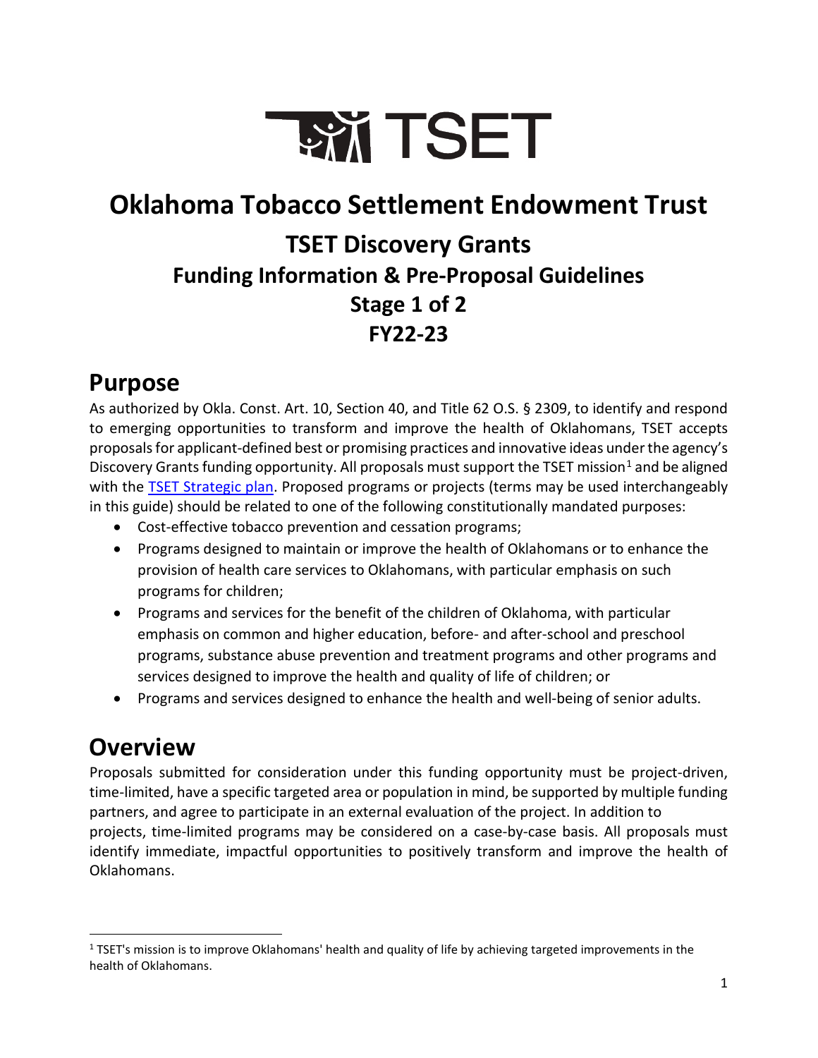# TSET

# Oklahoma Tobacco Settlement Endowment Trust

## TSET Discovery Grants

### Funding Information & Pre-Proposal Guidelines

### Stage 1 of 2

### FY22-23

## Purpose

As authorized by Okla. Const. Art. 10, Section 40, and Title 62 O.S. § 2309, to identify and respond to emerging opportunities to transform and improve the health of Oklahomans, TSET accepts proposals for applicant-defined best or promising practices and innovative ideas under the agency's Discovery Grants funding opportunity. All proposals must support the TSET mission[1] and be aligned with the TSET Strategic plan. Proposed programs or projects (terms may be used interchangeably in this guide) should be related to one of the following constitutionally mandated purposes:

- Cost-effective tobacco prevention and cessation programs;
- Programs designed to maintain or improve the health of Oklahomans or to enhance the provision of health care services to Oklahomans, with particular emphasis on such programs for children;
- Programs and services for the benefit of the children of Oklahoma, with particular emphasis on common and higher education, before- and after-school and preschool programs, substance abuse prevention and treatment programs and other programs and services designed to improve the health and quality of life of children; or
- Programs and services designed to enhance the health and well-being of senior adults.

## Overview

Proposals submitted for consideration under this funding opportunity must be project-driven, time-limited, have a specific targeted area or population in mind, be supported by multiple funding partners, and agree to participate in an external evaluation of the project. In addition to projects, time-limited programs may be considered on a case-by-case basis. All proposals must identify immediate, impactful opportunities to positively transform and improve the health of Oklahomans.

[1] TSET's mission is to improve Oklahomans' health and quality of life by achieving targeted improvements in the health of Oklahomans.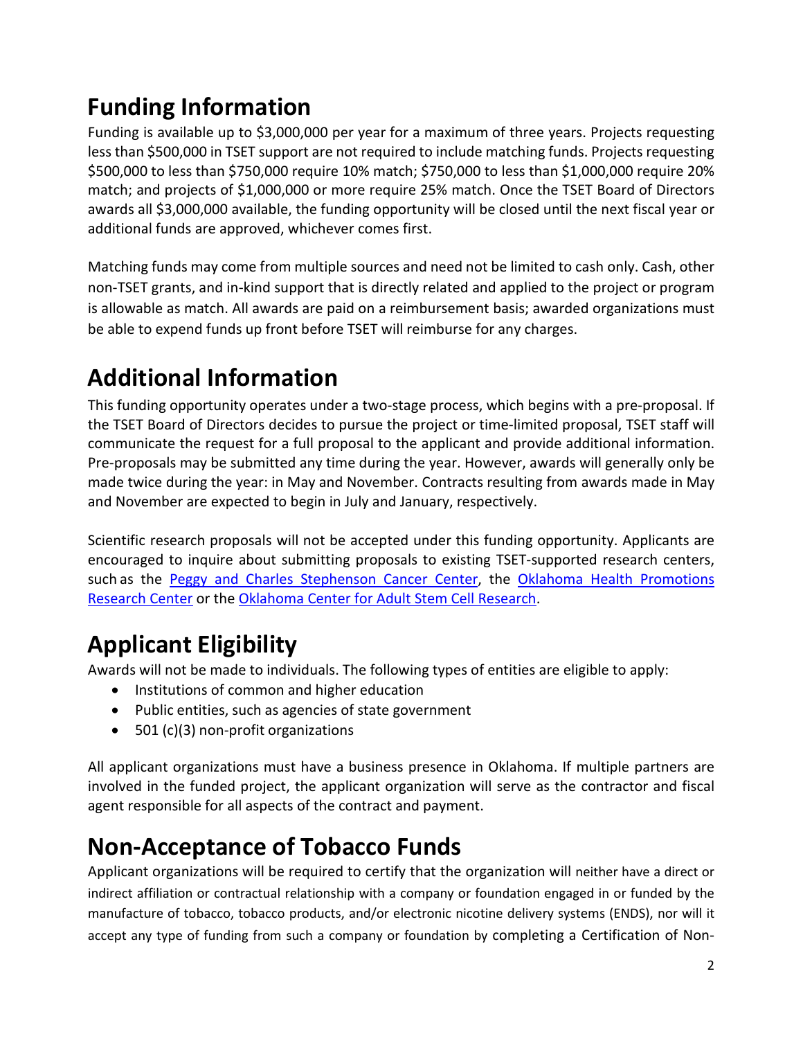# Funding Information

Funding is available up to $3,000,000 per year for a maximum of three years. Projects requesting less than $500,000 in TSET support are not required to include matching funds. Projects requesting $500,000 to less than $750,000 require 10% match; $750,000 to less than $1,000,000 require 20% match; and projects of $1,000,000 or more require 25% match. Once the TSET Board of Directors awards all $3,000,000 available, the funding opportunity will be closed until the next fiscal year or additional funds are approved, whichever comes first.

Matching funds may come from multiple sources and need not be limited to cash only. Cash, other non-TSET grants, and in-kind support that is directly related and applied to the project or program is allowable as match. All awards are paid on a reimbursement basis; awarded organizations must be able to expend funds up front before TSET will reimburse for any charges.

# Additional Information

This funding opportunity operates under a two-stage process, which begins with a pre-proposal. If the TSET Board of Directors decides to pursue the project or time-limited proposal, TSET staff will communicate the request for a full proposal to the applicant and provide additional information. Pre-proposals may be submitted any time during the year. However, awards will generally only be made twice during the year: in May and November. Contracts resulting from awards made in May and November are expected to begin in July and January, respectively.

Scientific research proposals will not be accepted under this funding opportunity. Applicants are encouraged to inquire about submitting proposals to existing TSET-supported research centers, such as the Peggy and Charles Stephenson Cancer Center, the Oklahoma Health Promotions Research Center or the Oklahoma Center for Adult Stem Cell Research.

# Applicant Eligibility

Awards will not be made to individuals. The following types of entities are eligible to apply:

- Institutions of common and higher education
- Public entities, such as agencies of state government
- 501 (c)(3) non-profit organizations

All applicant organizations must have a business presence in Oklahoma. If multiple partners are involved in the funded project, the applicant organization will serve as the contractor and fiscal agent responsible for all aspects of the contract and payment.

# Non-Acceptance of Tobacco Funds

Applicant organizations will be required to certify that the organization will neither have a direct or indirect affiliation or contractual relationship with a company or foundation engaged in or funded by the manufacture of tobacco, tobacco products, and/or electronic nicotine delivery systems (ENDS), nor will it accept any type of funding from such a company or foundation by completing a Certification of Non-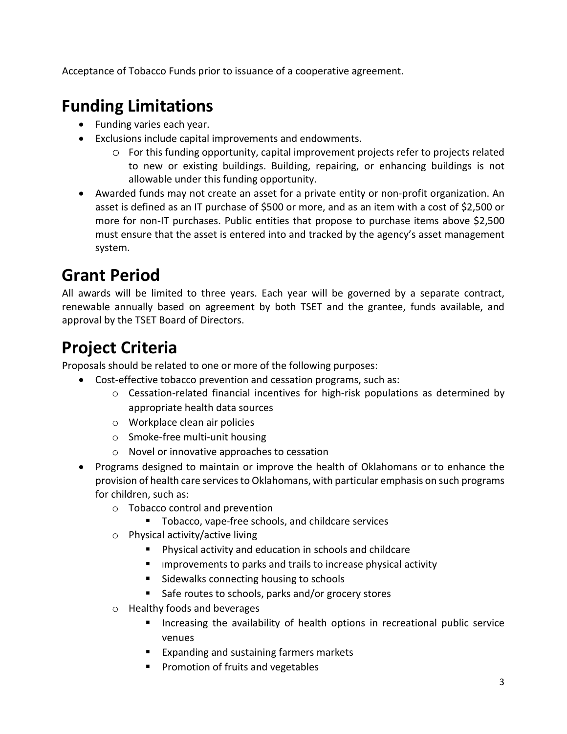Acceptance of Tobacco Funds prior to issuance of a cooperative agreement.

# Funding Limitations

- Funding varies each year.
- Exclusions include capital improvements and endowments.
  - For this funding opportunity, capital improvement projects refer to projects related to new or existing buildings. Building, repairing, or enhancing buildings is not allowable under this funding opportunity.
- Awarded funds may not create an asset for a private entity or non-profit organization. An asset is defined as an IT purchase of $500 or more, and as an item with a cost of $2,500 or more for non-IT purchases. Public entities that propose to purchase items above $2,500 must ensure that the asset is entered into and tracked by the agency's asset management system.

# Grant Period

All awards will be limited to three years. Each year will be governed by a separate contract, renewable annually based on agreement by both TSET and the grantee, funds available, and approval by the TSET Board of Directors.

# Project Criteria

Proposals should be related to one or more of the following purposes:

- Cost-effective tobacco prevention and cessation programs, such as:
  - Cessation-related financial incentives for high-risk populations as determined by appropriate health data sources
  - Workplace clean air policies
  - Smoke-free multi-unit housing
  - Novel or innovative approaches to cessation
- Programs designed to maintain or improve the health of Oklahomans or to enhance the provision of health care services to Oklahomans, with particular emphasis on such programs for children, such as:
  - Tobacco control and prevention
    - Tobacco, vape-free schools, and childcare services
  - Physical activity/active living
    - Physical activity and education in schools and childcare
    - Improvements to parks and trails to increase physical activity
    - Sidewalks connecting housing to schools
    - Safe routes to schools, parks and/or grocery stores
  - Healthy foods and beverages
    - Increasing the availability of health options in recreational public service venues
    - Expanding and sustaining farmers markets
    - Promotion of fruits and vegetables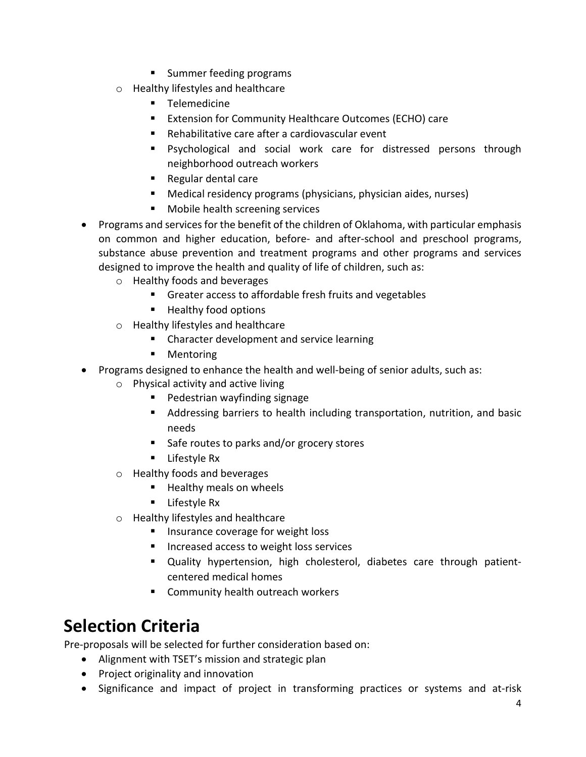- Summer feeding programs
    - Healthy lifestyles and healthcare
        - Telemedicine
        - Extension for Community Healthcare Outcomes (ECHO) care
        - Rehabilitative care after a cardiovascular event
        - Psychological and social work care for distressed persons through neighborhood outreach workers
        - Regular dental care
        - Medical residency programs (physicians, physician aides, nurses)
        - Mobile health screening services
- Programs and services for the benefit of the children of Oklahoma, with particular emphasis on common and higher education, before- and after-school and preschool programs, substance abuse prevention and treatment programs and other programs and services designed to improve the health and quality of life of children, such as:
    - Healthy foods and beverages
        - Greater access to affordable fresh fruits and vegetables
        - Healthy food options
    - Healthy lifestyles and healthcare
        - Character development and service learning
        - Mentoring
- Programs designed to enhance the health and well-being of senior adults, such as:
    - Physical activity and active living
        - Pedestrian wayfinding signage
        - Addressing barriers to health including transportation, nutrition, and basic needs
        - Safe routes to parks and/or grocery stores
        - Lifestyle Rx
    - Healthy foods and beverages
        - Healthy meals on wheels
        - Lifestyle Rx
    - Healthy lifestyles and healthcare
        - Insurance coverage for weight loss
        - Increased access to weight loss services
        - Quality hypertension, high cholesterol, diabetes care through patient-centered medical homes
        - Community health outreach workers

# Selection Criteria

Pre-proposals will be selected for further consideration based on:

- Alignment with TSET's mission and strategic plan
- Project originality and innovation
- Significance and impact of project in transforming practices or systems and at-risk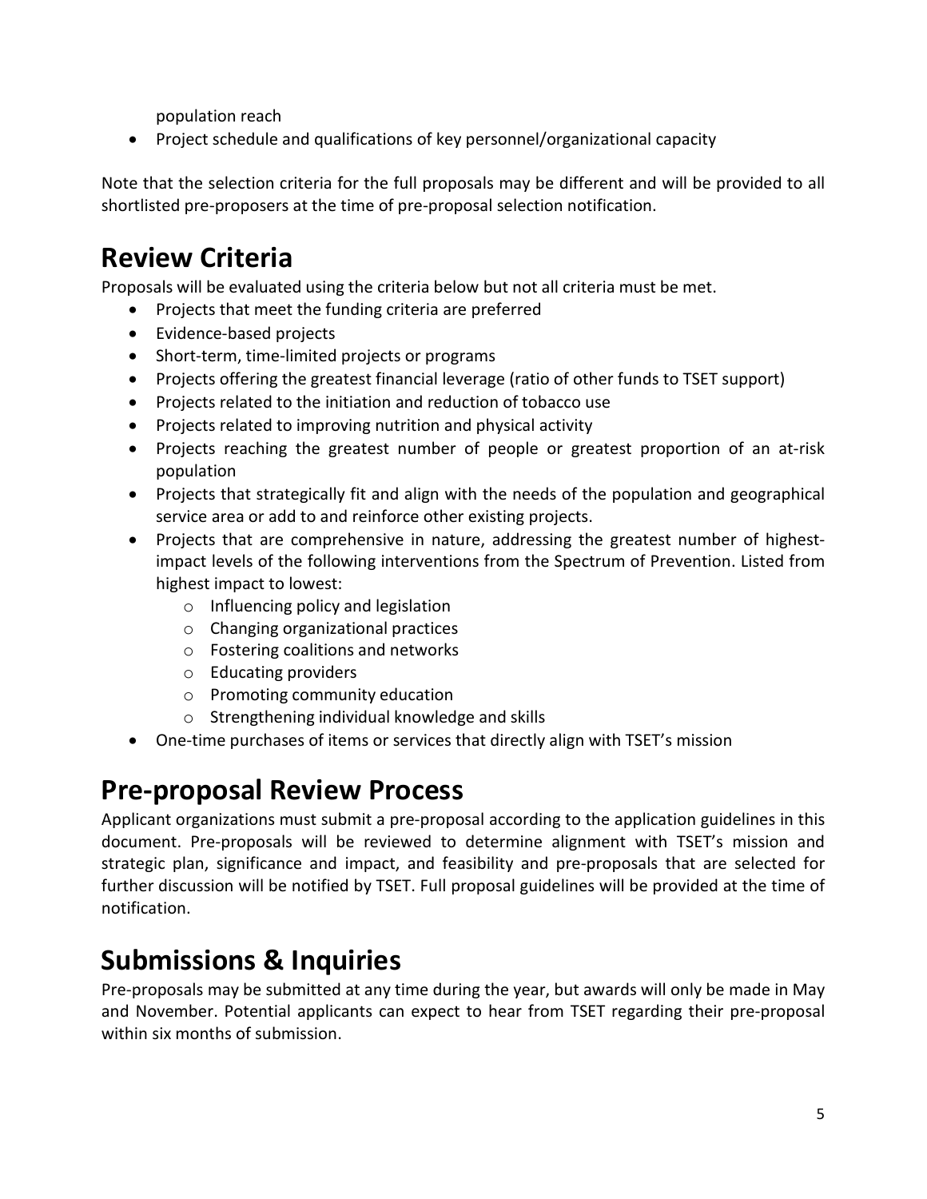population reach

- Project schedule and qualifications of key personnel/organizational capacity

Note that the selection criteria for the full proposals may be different and will be provided to all shortlisted pre-proposers at the time of pre-proposal selection notification.

# Review Criteria

Proposals will be evaluated using the criteria below but not all criteria must be met.

- Projects that meet the funding criteria are preferred
- Evidence-based projects
- Short-term, time-limited projects or programs
- Projects offering the greatest financial leverage (ratio of other funds to TSET support)
- Projects related to the initiation and reduction of tobacco use
- Projects related to improving nutrition and physical activity
- Projects reaching the greatest number of people or greatest proportion of an at-risk population
- Projects that strategically fit and align with the needs of the population and geographical service area or add to and reinforce other existing projects.
- Projects that are comprehensive in nature, addressing the greatest number of highest-impact levels of the following interventions from the Spectrum of Prevention. Listed from highest impact to lowest:
    - Influencing policy and legislation
    - Changing organizational practices
    - Fostering coalitions and networks
    - Educating providers
    - Promoting community education
    - Strengthening individual knowledge and skills
- One-time purchases of items or services that directly align with TSET's mission

# Pre-proposal Review Process

Applicant organizations must submit a pre-proposal according to the application guidelines in this document. Pre-proposals will be reviewed to determine alignment with TSET's mission and strategic plan, significance and impact, and feasibility and pre-proposals that are selected for further discussion will be notified by TSET. Full proposal guidelines will be provided at the time of notification.

# Submissions & Inquiries

Pre-proposals may be submitted at any time during the year, but awards will only be made in May and November. Potential applicants can expect to hear from TSET regarding their pre-proposal within six months of submission.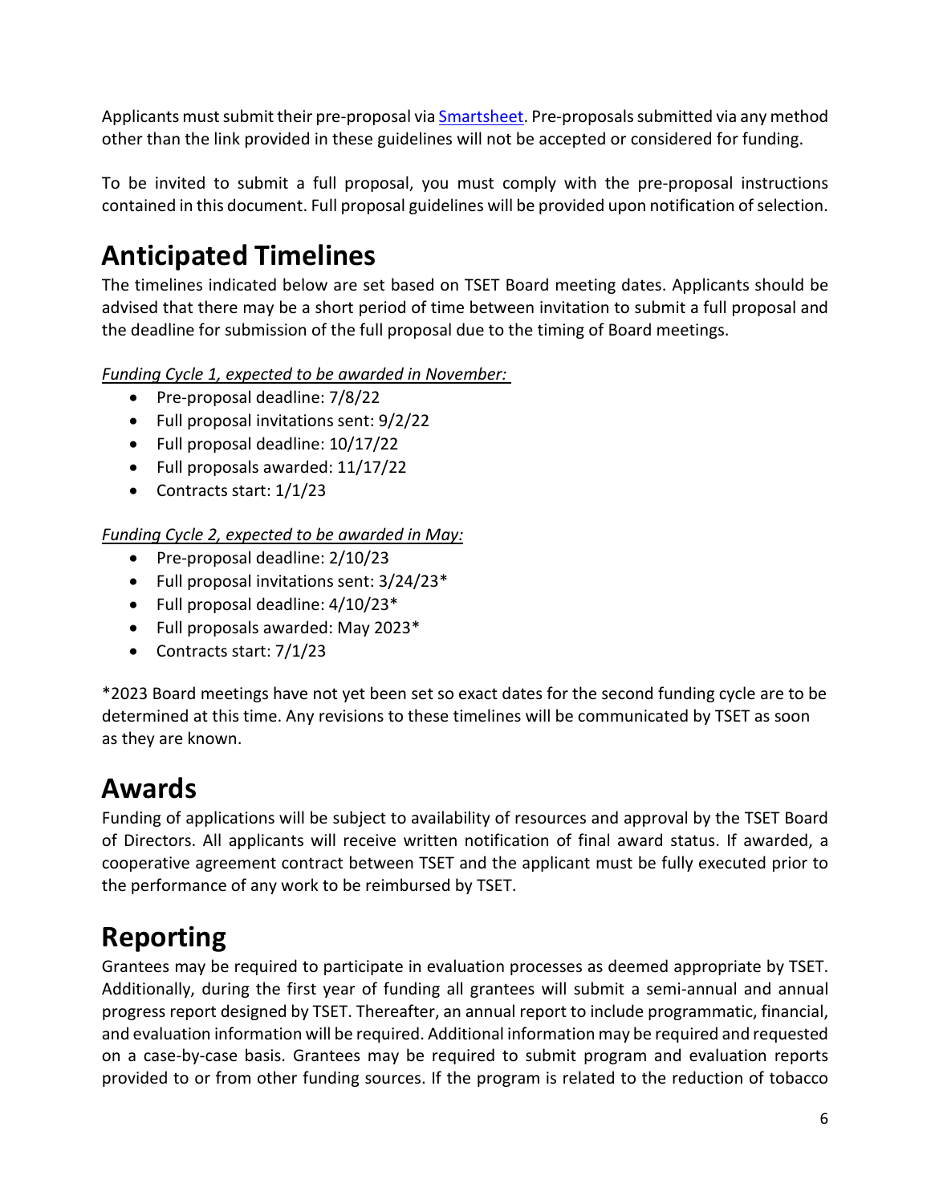Applicants must submit their pre-proposal via [Smartsheet](). Pre-proposals submitted via any method other than the link provided in these guidelines will not be accepted or considered for funding.

To be invited to submit a full proposal, you must comply with the pre-proposal instructions contained in this document. Full proposal guidelines will be provided upon notification of selection.

# Anticipated Timelines

The timelines indicated below are set based on TSET Board meeting dates. Applicants should be advised that there may be a short period of time between invitation to submit a full proposal and the deadline for submission of the full proposal due to the timing of Board meetings.

*Funding Cycle 1, expected to be awarded in November:*

- Pre-proposal deadline: 7/8/22
- Full proposal invitations sent: 9/2/22
- Full proposal deadline: 10/17/22
- Full proposals awarded: 11/17/22
- Contracts start: 1/1/23

*Funding Cycle 2, expected to be awarded in May:*

- Pre-proposal deadline: 2/10/23
- Full proposal invitations sent: 3/24/23*
- Full proposal deadline: 4/10/23*
- Full proposals awarded: May 2023*
- Contracts start: 7/1/23

*2023 Board meetings have not yet been set so exact dates for the second funding cycle are to be determined at this time. Any revisions to these timelines will be communicated by TSET as soon as they are known.

# Awards

Funding of applications will be subject to availability of resources and approval by the TSET Board of Directors. All applicants will receive written notification of final award status. If awarded, a cooperative agreement contract between TSET and the applicant must be fully executed prior to the performance of any work to be reimbursed by TSET.

# Reporting

Grantees may be required to participate in evaluation processes as deemed appropriate by TSET. Additionally, during the first year of funding all grantees will submit a semi-annual and annual progress report designed by TSET. Thereafter, an annual report to include programmatic, financial, and evaluation information will be required. Additional information may be required and requested on a case-by-case basis. Grantees may be required to submit program and evaluation reports provided to or from other funding sources. If the program is related to the reduction of tobacco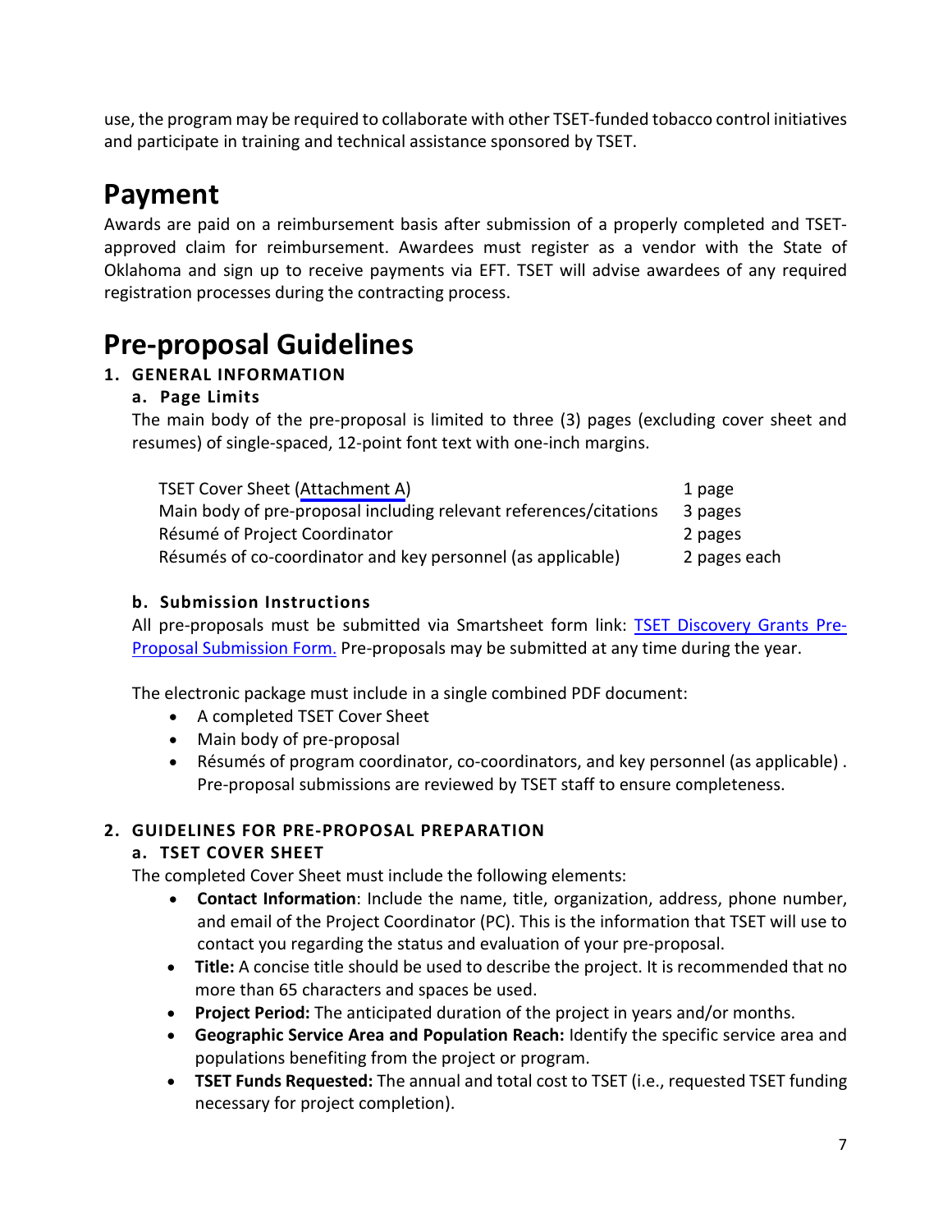use, the program may be required to collaborate with other TSET-funded tobacco control initiatives and participate in training and technical assistance sponsored by TSET.

# Payment

Awards are paid on a reimbursement basis after submission of a properly completed and TSET-approved claim for reimbursement. Awardees must register as a vendor with the State of Oklahoma and sign up to receive payments via EFT. TSET will advise awardees of any required registration processes during the contracting process.

# Pre-proposal Guidelines

## 1. GENERAL INFORMATION

### a. Page Limits

The main body of the pre-proposal is limited to three (3) pages (excluding cover sheet and resumes) of single-spaced, 12-point font text with one-inch margins.

| | |
|---|---|
| TSET Cover Sheet (Attachment A) | 1 page |
| Main body of pre-proposal including relevant references/citations | 3 pages |
| Résumé of Project Coordinator | 2 pages |
| Résumés of co-coordinator and key personnel (as applicable) | 2 pages each |

### b. Submission Instructions

All pre-proposals must be submitted via Smartsheet form link: TSET Discovery Grants Pre-Proposal Submission Form. Pre-proposals may be submitted at any time during the year.

The electronic package must include in a single combined PDF document:

- A completed TSET Cover Sheet
- Main body of pre-proposal
- Résumés of program coordinator, co-coordinators, and key personnel (as applicable) . Pre-proposal submissions are reviewed by TSET staff to ensure completeness.

## 2. GUIDELINES FOR PRE-PROPOSAL PREPARATION

### a. TSET COVER SHEET

The completed Cover Sheet must include the following elements:

- **Contact Information**: Include the name, title, organization, address, phone number, and email of the Project Coordinator (PC). This is the information that TSET will use to contact you regarding the status and evaluation of your pre-proposal.
- **Title:** A concise title should be used to describe the project. It is recommended that no more than 65 characters and spaces be used.
- **Project Period:** The anticipated duration of the project in years and/or months.
- **Geographic Service Area and Population Reach:** Identify the specific service area and populations benefiting from the project or program.
- **TSET Funds Requested:** The annual and total cost to TSET (i.e., requested TSET funding necessary for project completion).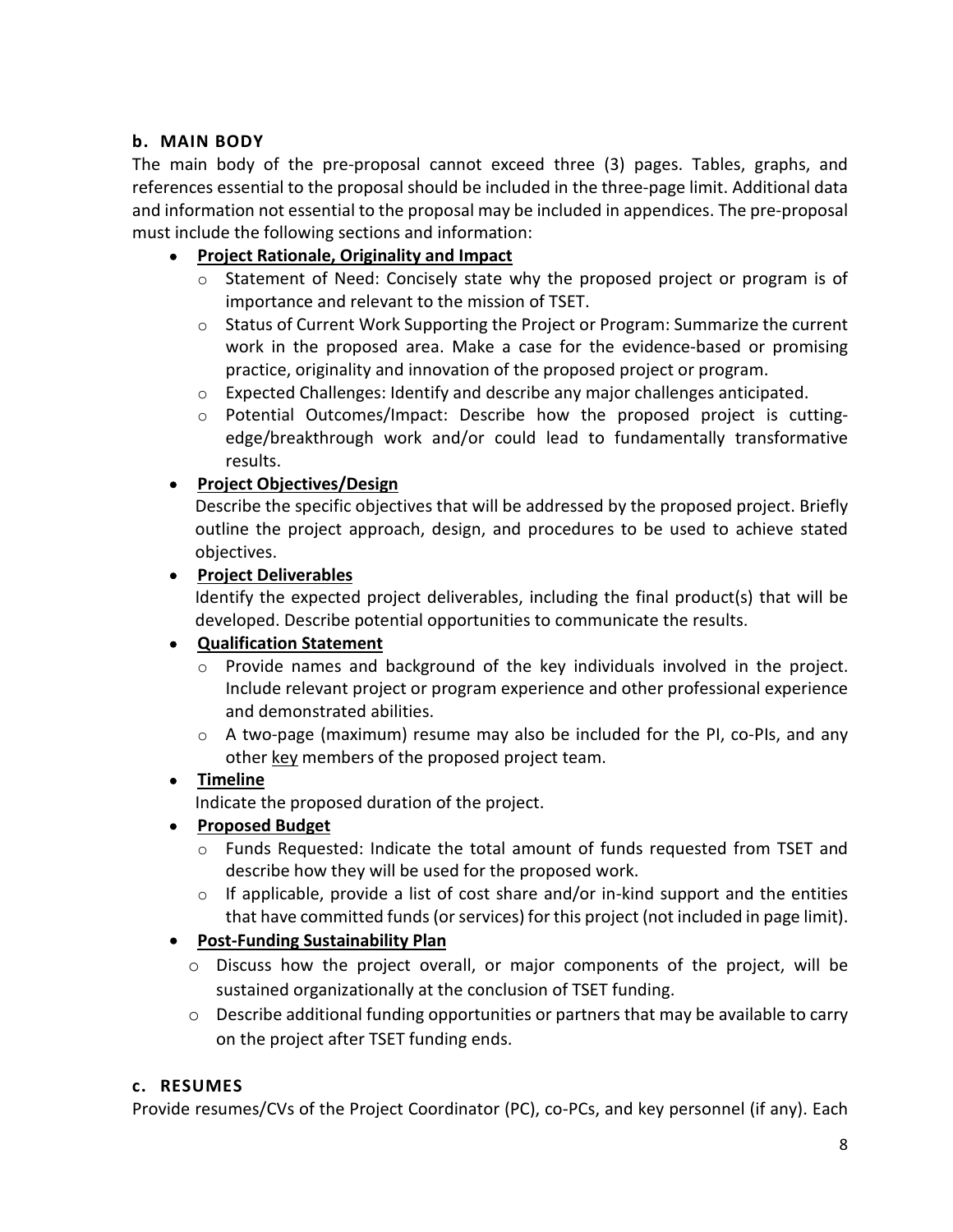### b. MAIN BODY

The main body of the pre-proposal cannot exceed three (3) pages. Tables, graphs, and references essential to the proposal should be included in the three-page limit. Additional data and information not essential to the proposal may be included in appendices. The pre-proposal must include the following sections and information:

- **<u>Project Rationale, Originality and Impact</u>**
  - Statement of Need: Concisely state why the proposed project or program is of importance and relevant to the mission of TSET.
  - Status of Current Work Supporting the Project or Program: Summarize the current work in the proposed area. Make a case for the evidence-based or promising practice, originality and innovation of the proposed project or program.
  - Expected Challenges: Identify and describe any major challenges anticipated.
  - Potential Outcomes/Impact: Describe how the proposed project is cutting-edge/breakthrough work and/or could lead to fundamentally transformative results.
- **<u>Project Objectives/Design</u>**

  Describe the specific objectives that will be addressed by the proposed project. Briefly outline the project approach, design, and procedures to be used to achieve stated objectives.
- **<u>Project Deliverables</u>**

  Identify the expected project deliverables, including the final product(s) that will be developed. Describe potential opportunities to communicate the results.
- **<u>Qualification Statement</u>**
  - Provide names and background of the key individuals involved in the project. Include relevant project or program experience and other professional experience and demonstrated abilities.
  - A two-page (maximum) resume may also be included for the PI, co-PIs, and any other <u>key</u> members of the proposed project team.
- **<u>Timeline</u>**

  Indicate the proposed duration of the project.
- **<u>Proposed Budget</u>**
  - Funds Requested: Indicate the total amount of funds requested from TSET and describe how they will be used for the proposed work.
  - If applicable, provide a list of cost share and/or in-kind support and the entities that have committed funds (or services) for this project (not included in page limit).
- **<u>Post-Funding Sustainability Plan</u>**
  - Discuss how the project overall, or major components of the project, will be sustained organizationally at the conclusion of TSET funding.
  - Describe additional funding opportunities or partners that may be available to carry on the project after TSET funding ends.

### c. RESUMES

Provide resumes/CVs of the Project Coordinator (PC), co-PCs, and key personnel (if any). Each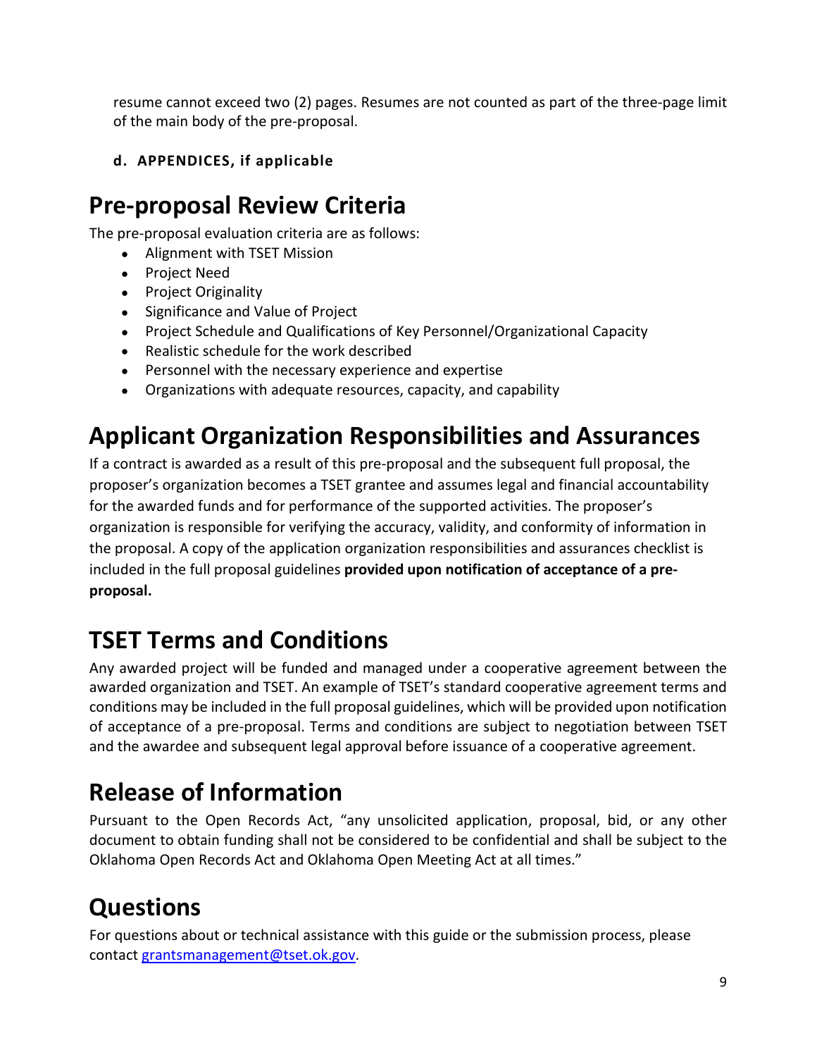resume cannot exceed two (2) pages. Resumes are not counted as part of the three-page limit of the main body of the pre-proposal.

**d. APPENDICES, if applicable**

# Pre-proposal Review Criteria

The pre-proposal evaluation criteria are as follows:

- Alignment with TSET Mission
- Project Need
- Project Originality
- Significance and Value of Project
- Project Schedule and Qualifications of Key Personnel/Organizational Capacity
- Realistic schedule for the work described
- Personnel with the necessary experience and expertise
- Organizations with adequate resources, capacity, and capability

# Applicant Organization Responsibilities and Assurances

If a contract is awarded as a result of this pre-proposal and the subsequent full proposal, the proposer's organization becomes a TSET grantee and assumes legal and financial accountability for the awarded funds and for performance of the supported activities. The proposer's organization is responsible for verifying the accuracy, validity, and conformity of information in the proposal. A copy of the application organization responsibilities and assurances checklist is included in the full proposal guidelines **provided upon notification of acceptance of a pre-proposal.**

# TSET Terms and Conditions

Any awarded project will be funded and managed under a cooperative agreement between the awarded organization and TSET. An example of TSET's standard cooperative agreement terms and conditions may be included in the full proposal guidelines, which will be provided upon notification of acceptance of a pre-proposal. Terms and conditions are subject to negotiation between TSET and the awardee and subsequent legal approval before issuance of a cooperative agreement.

# Release of Information

Pursuant to the Open Records Act, "any unsolicited application, proposal, bid, or any other document to obtain funding shall not be considered to be confidential and shall be subject to the Oklahoma Open Records Act and Oklahoma Open Meeting Act at all times."

# Questions

For questions about or technical assistance with this guide or the submission process, please contact [grantsmanagement@tset.ok.gov](mailto:grantsmanagement@tset.ok.gov).